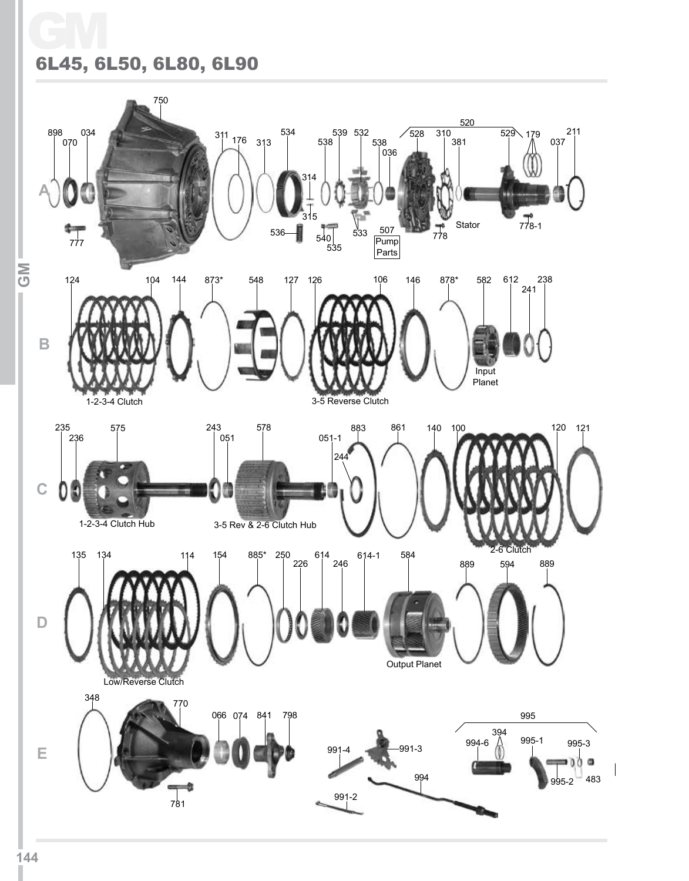# GM

## 6L45, 6L50, 6L80, 6L90

**A**

898 070 034 750 777 311 176 313 534 314 315 536 540 535 538 539 532 533 538 036 507 Pump Parts 520 528 310 381 778 Stator 529 179 778-1 037 211

**B**

124 104 1-2-3-4 Clutch 144 873* 548 127 126 106 3-5 Reverse Clutch 146 878* 582 Input Planet 612 241 238

**C**

235 236 575 1-2-3-4 Clutch Hub 243 051 578 3-5 Rev & 2-6 Clutch Hub 051-1 244 883 861 140 100 120 2-6 Clutch 121

**D**

135 134 114 Low/Reverse Clutch 154 885* 250 226 614 246 614-1 584 Output Planet 889 594 889

**E**

348 770 781 066 074 841 798 991-4 991-3 991-2 994 995 394 994-6 995-1 995-3 995-2 483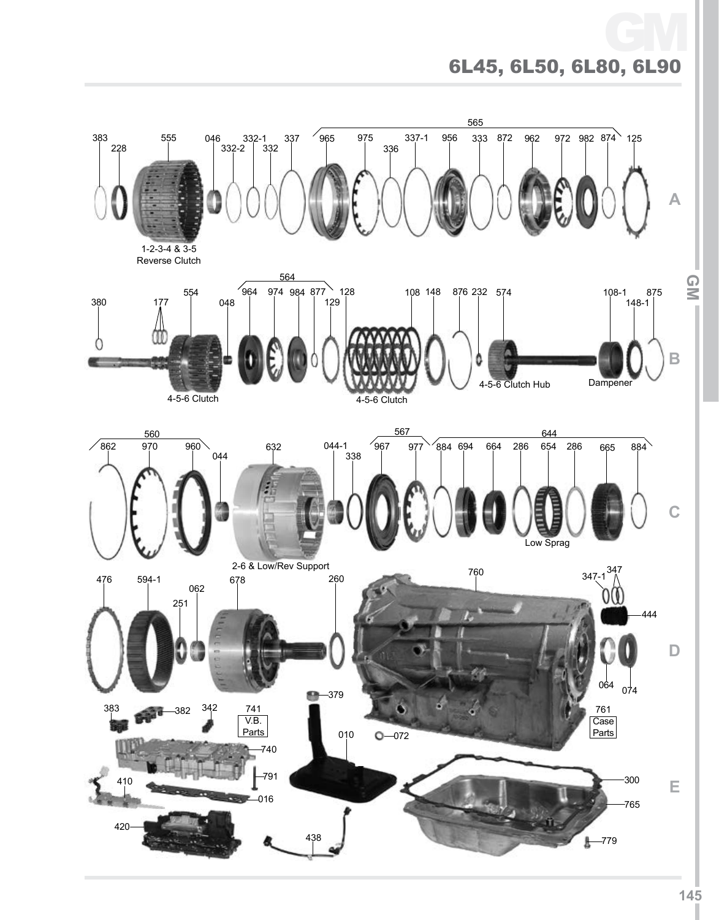# GM

## 6L45, 6L50, 6L80, 6L90

**A**

383 228 555 046 332-1 332-2 332 337 565 965 975 336 337-1 956 333 872 962 972 982 874 125

1-2-3-4 & 3-5 Reverse Clutch

**B**

380 177 554 048 564 964 974 984 877 129 128 108 148 876 232 574 108-1 148-1 875

4-5-6 Clutch

4-5-6 Clutch

4-5-6 Clutch Hub

Dampener

**C**

560 862 970 960 044 632 044-1 338 567 967 977 644 884 694 664 286 654 286 665 884

2-6 & Low/Rev Support

Low Sprag

**D**

476 594-1 251 062 678 260 760 347-1 347 444 064 074

**E**

383 382 342 741 V.B. Parts 379 010 072 761 Case Parts 740 410 791 016 300 765 420 438 779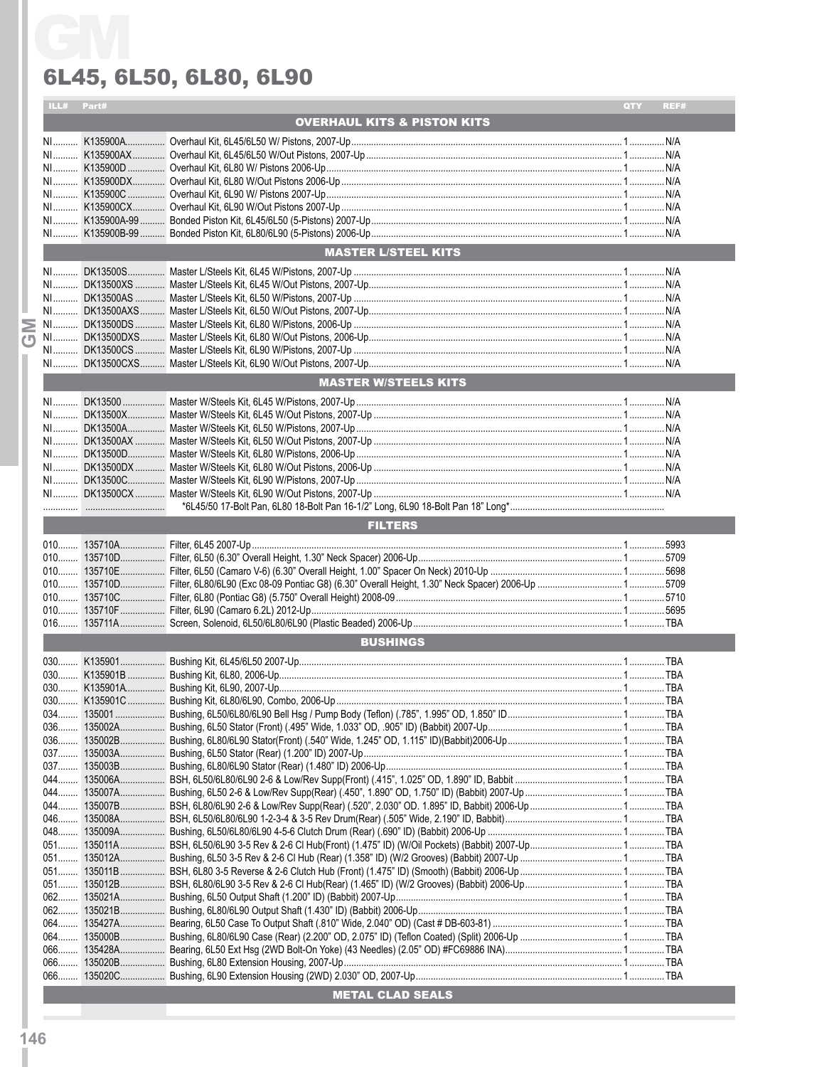# GM

## 6L45, 6L50, 6L80, 6L90

| ILL# | Part# | Description | QTY | REF# |
|---|---|---|---|---|
| | | **OVERHAUL KITS & PISTON KITS** | | |
| NI | K135900A | Overhaul Kit, 6L45/6L50 W/ Pistons, 2007-Up | 1 | N/A |
| NI | K135900AX | Overhaul Kit, 6L45/6L50 W/Out Pistons, 2007-Up | 1 | N/A |
| NI | K135900D | Overhaul Kit, 6L80 W/ Pistons 2006-Up | 1 | N/A |
| NI | K135900DX | Overhaul Kit, 6L80 W/Out Pistons 2006-Up | 1 | N/A |
| NI | K135900C | Overhaul Kit, 6L90 W/ Pistons 2007-Up | 1 | N/A |
| NI | K135900CX | Overhaul Kit, 6L90 W/Out Pistons 2007-Up | 1 | N/A |
| NI | K135900A-99 | Bonded Piston Kit, 6L45/6L50 (5-Pistons) 2007-Up | 1 | N/A |
| NI | K135900B-99 | Bonded Piston Kit, 6L80/6L90 (5-Pistons) 2006-Up | 1 | N/A |
| | | **MASTER L/STEEL KITS** | | |
| NI | DK13500S | Master L/Steels Kit, 6L45 W/Pistons, 2007-Up | 1 | N/A |
| NI | DK13500XS | Master L/Steels Kit, 6L45 W/Out Pistons, 2007-Up | 1 | N/A |
| NI | DK13500AS | Master L/Steels Kit, 6L50 W/Pistons, 2007-Up | 1 | N/A |
| NI | DK13500AXS | Master L/Steels Kit, 6L50 W/Out Pistons, 2007-Up | 1 | N/A |
| NI | DK13500DS | Master L/Steels Kit, 6L80 W/Pistons, 2006-Up | 1 | N/A |
| NI | DK13500DXS | Master L/Steels Kit, 6L80 W/Out Pistons, 2006-Up | 1 | N/A |
| NI | DK13500CS | Master L/Steels Kit, 6L90 W/Pistons, 2007-Up | 1 | N/A |
| NI | DK13500CXS | Master L/Steels Kit, 6L90 W/Out Pistons, 2007-Up | 1 | N/A |
| | | **MASTER W/STEELS KITS** | | |
| NI | DK13500 | Master W/Steels Kit, 6L45 W/Pistons, 2007-Up | 1 | N/A |
| NI | DK13500X | Master W/Steels Kit, 6L45 W/Out Pistons, 2007-Up | 1 | N/A |
| NI | DK13500A | Master W/Steels Kit, 6L50 W/Pistons, 2007-Up | 1 | N/A |
| NI | DK13500AX | Master W/Steels Kit, 6L50 W/Out Pistons, 2007-Up | 1 | N/A |
| NI | DK13500D | Master W/Steels Kit, 6L80 W/Pistons, 2006-Up | 1 | N/A |
| NI | DK13500DX | Master W/Steels Kit, 6L80 W/Out Pistons, 2006-Up | 1 | N/A |
| NI | DK13500C | Master W/Steels Kit, 6L90 W/Pistons, 2007-Up | 1 | N/A |
| NI | DK13500CX | Master W/Steels Kit, 6L90 W/Out Pistons, 2007-Up | 1 | N/A |
| | | *6L45/50 17-Bolt Pan, 6L80 18-Bolt Pan 16-1/2" Long, 6L90 18-Bolt Pan 18" Long* | | |
| | | **FILTERS** | | |
| 010 | 135710A | Filter, 6L45 2007-Up | 1 | 5993 |
| 010 | 135710D | Filter, 6L50 (6.30" Overall Height, 1.30" Neck Spacer) 2006-Up | 1 | 5709 |
| 010 | 135710E | Filter, 6L50 (Camaro V-6) (6.30" Overall Height, 1.00" Spacer On Neck) 2010-Up | 1 | 5698 |
| 010 | 135710D | Filter, 6L80/6L90 (Exc 08-09 Pontiac G8) (6.30" Overall Height, 1.30" Neck Spacer) 2006-Up | 1 | 5709 |
| 010 | 135710C | Filter, 6L80 (Pontiac G8) (5.750" Overall Height) 2008-09 | 1 | 5710 |
| 010 | 135710F | Filter, 6L90 (Camaro 6.2L) 2012-Up | 1 | 5695 |
| 016 | 135711A | Screen, Solenoid, 6L50/6L80/6L90 (Plastic Beaded) 2006-Up | 1 | TBA |
| | | **BUSHINGS** | | |
| 030 | K135901 | Bushing Kit, 6L45/6L50 2007-Up | 1 | TBA |
| 030 | K135901B | Bushing Kit, 6L80, 2006-Up | 1 | TBA |
| 030 | K135901A | Bushing Kit, 6L90, 2007-Up | 1 | TBA |
| 030 | K135901C | Bushing Kit, 6L80/6L90, Combo, 2006-Up | 1 | TBA |
| 034 | 135001 | Bushing, 6L50/6L80/6L90 Bell Hsg / Pump Body (Teflon) (.785", 1.995" OD, 1.850" ID | 1 | TBA |
| 036 | 135002A | Bushing, 6L50 Stator (Front) (.495" Wide, 1.033" OD, .905" ID) (Babbit) 2007-Up | 1 | TBA |
| 036 | 135002B | Bushing, 6L80/6L90 Stator(Front) (.540" Wide, 1.245" OD, 1.115" ID)(Babbit)2006-Up | 1 | TBA |
| 037 | 135003A | Bushing, 6L50 Stator (Rear) (1.200" ID) 2007-Up | 1 | TBA |
| 037 | 135003B | Bushing, 6L80/6L90 Stator (Rear) (1.480" ID) 2006-Up | 1 | TBA |
| 044 | 135006A | BSH, 6L50/6L80/6L90 2-6 & Low/Rev Supp(Front) (.415", 1.025" OD, 1.890" ID, Babbit | 1 | TBA |
| 044 | 135007A | Bushing, 6L50 2-6 & Low/Rev Supp(Rear) (.450", 1.890" OD, 1.750" ID) (Babbit) 2007-Up | 1 | TBA |
| 044 | 135007B | BSH, 6L80/6L90 2-6 & Low/Rev Supp(Rear) (.520", 2.030" OD. 1.895" ID, Babbit) 2006-Up | 1 | TBA |
| 046 | 135008A | BSH, 6L50/6L80/6L90 1-2-3-4 & 3-5 Rev Drum(Rear) (.505" Wide, 2.190" ID, Babbit) | 1 | TBA |
| 048 | 135009A | Bushing, 6L50/6L80/6L90 4-5-6 Clutch Drum (Rear) (.690" ID) (Babbit) 2006-Up | 1 | TBA |
| 051 | 135011A | BSH, 6L50/6L90 3-5 Rev & 2-6 Cl Hub(Front) (1.475" ID) (W/Oil Pockets) (Babbit) 2007-Up | 1 | TBA |
| 051 | 135012A | Bushing, 6L50 3-5 Rev & 2-6 Cl Hub (Rear) (1.358" ID) (W/2 Grooves) (Babbit) 2007-Up | 1 | TBA |
| 051 | 135011B | BSH, 6L80 3-5 Reverse & 2-6 Clutch Hub (Front) (1.475" ID) (Smooth) (Babbit) 2006-Up | 1 | TBA |
| 051 | 135012B | BSH, 6L80/6L90 3-5 Rev & 2-6 Cl Hub(Rear) (1.465" ID) (W/2 Grooves) (Babbit) 2006-Up | 1 | TBA |
| 062 | 135021A | Bushing, 6L50 Output Shaft (1.200" ID) (Babbit) 2007-Up | 1 | TBA |
| 062 | 135021B | Bushing, 6L80/6L90 Output Shaft (1.430" ID) (Babbit) 2006-Up | 1 | TBA |
| 064 | 135427A | Bearing, 6L50 Case To Output Shaft (.810" Wide, 2.040" OD) (Cast # DB-603-81) | 1 | TBA |
| 064 | 135000B | Bushing, 6L80/6L90 Case (Rear) (2.200" OD, 2.075" ID) (Teflon Coated) (Split) 2006-Up | 1 | TBA |
| 066 | 135428A | Bearing, 6L50 Ext Hsg (2WD Bolt-On Yoke) (43 Needles) (2.05" OD) #FC69886 INA) | 1 | TBA |
| 066 | 135020B | Bushing, 6L80 Extension Housing, 2007-Up | 1 | TBA |
| 066 | 135020C | Bushing, 6L90 Extension Housing (2WD) 2.030" OD, 2007-Up | 1 | TBA |
| | | **METAL CLAD SEALS** | | |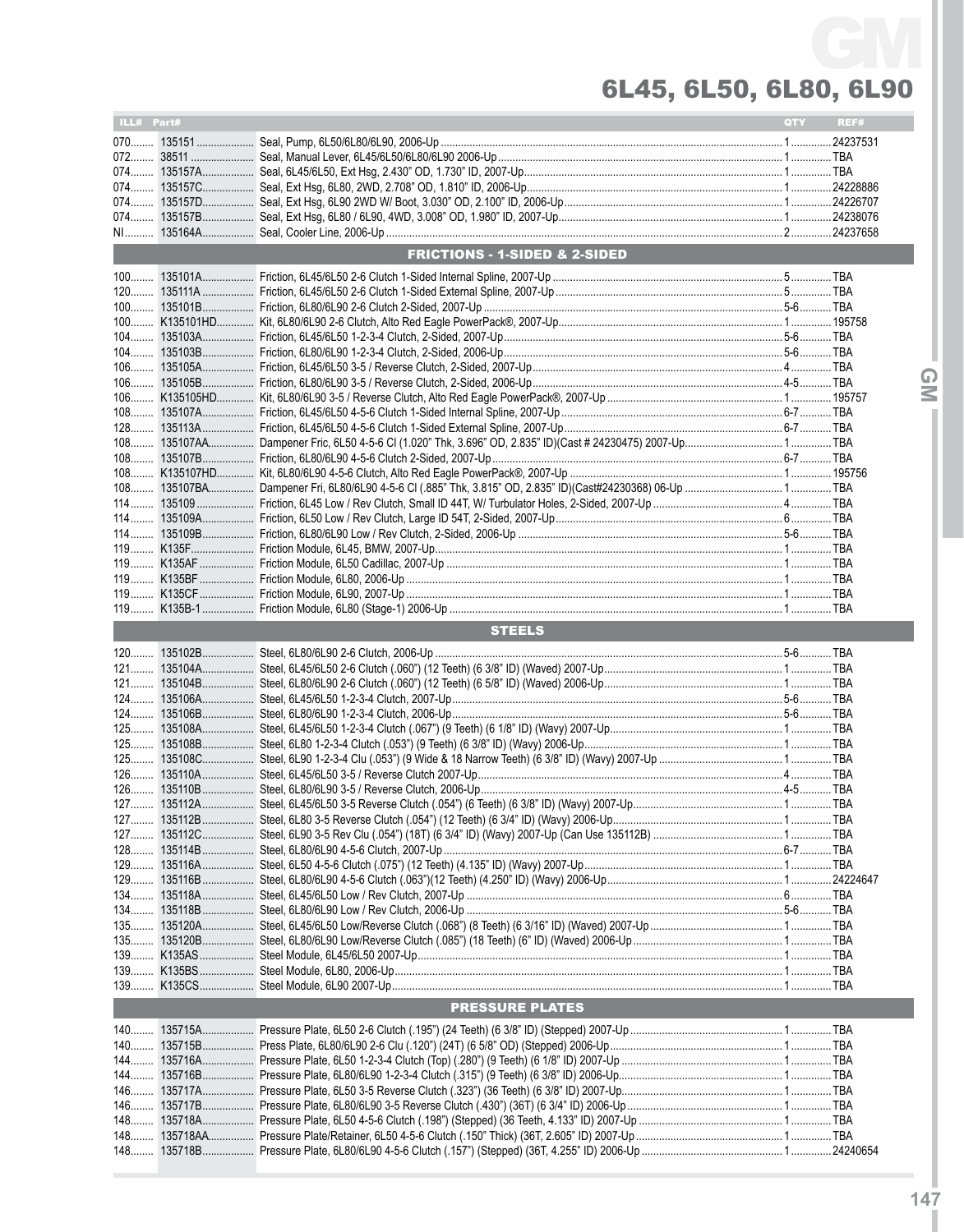# GM

## 6L45, 6L50, 6L80, 6L90

| ILL# | Part# | Description | QTY | REF# |
|---|---|---|---|---|
| 070 | 135151 | Seal, Pump, 6L50/6L80/6L90, 2006-Up | 1 | 24237531 |
| 072 | 38511 | Seal, Manual Lever, 6L45/6L50/6L80/6L90 2006-Up | 1 | TBA |
| 074 | 135157A | Seal, 6L45/6L50, Ext Hsg, 2.430" OD, 1.730" ID, 2007-Up | 1 | TBA |
| 074 | 135157C | Seal, Ext Hsg, 6L80, 2WD, 2.708" OD, 1.810" ID, 2006-Up | 1 | 24228886 |
| 074 | 135157D | Seal, Ext Hsg, 6L90 2WD W/ Boot, 3.030" OD, 2.100" ID, 2006-Up | 1 | 24226707 |
| 074 | 135157B | Seal, Ext Hsg, 6L80 / 6L90, 4WD, 3.008" OD, 1.980" ID, 2007-Up | 1 | 24238076 |
| NI | 135164A | Seal, Cooler Line, 2006-Up | 2 | 24237658 |
| | | **FRICTIONS - 1-SIDED & 2-SIDED** | | |
| 100 | 135101A | Friction, 6L45/6L50 2-6 Clutch 1-Sided Internal Spline, 2007-Up | 5 | TBA |
| 120 | 135111A | Friction, 6L45/6L50 2-6 Clutch 1-Sided External Spline, 2007-Up | 5 | TBA |
| 100 | 135101B | Friction, 6L80/6L90 2-6 Clutch 2-Sided, 2007-Up | 5-6 | TBA |
| 100 | K135101HD | Kit, 6L80/6L90 2-6 Clutch, Alto Red Eagle PowerPack®, 2007-Up | 1 | 195758 |
| 104 | 135103A | Friction, 6L45/6L50 1-2-3-4 Clutch, 2-Sided, 2007-Up | 5-6 | TBA |
| 104 | 135103B | Friction, 6L80/6L90 1-2-3-4 Clutch, 2-Sided, 2006-Up | 5-6 | TBA |
| 106 | 135105A | Friction, 6L45/6L50 3-5 / Reverse Clutch, 2-Sided, 2007-Up | 4 | TBA |
| 106 | 135105B | Friction, 6L80/6L90 3-5 / Reverse Clutch, 2-Sided, 2006-Up | 4-5 | TBA |
| 106 | K135105HD | Kit, 6L80/6L90 3-5 / Reverse Clutch, Alto Red Eagle PowerPack®, 2007-Up | 1 | 195757 |
| 108 | 135107A | Friction, 6L45/6L50 4-5-6 Clutch 1-Sided Internal Spline, 2007-Up | 6-7 | TBA |
| 128 | 135113A | Friction, 6L45/6L50 4-5-6 Clutch 1-Sided External Spline, 2007-Up | 6-7 | TBA |
| 108 | 135107AA | Dampener Fric, 6L50 4-5-6 Cl (1.020" Thk, 3.696" OD, 2.835" ID)(Cast # 24230475) 2007-Up | 1 | TBA |
| 108 | 135107B | Friction, 6L80/6L90 4-5-6 Clutch 2-Sided, 2007-Up | 6-7 | TBA |
| 108 | K135107HD | Kit, 6L80/6L90 4-5-6 Clutch, Alto Red Eagle PowerPack®, 2007-Up | 1 | 195756 |
| 108 | 135107BA | Dampener Fri, 6L80/6L90 4-5-6 Cl (.885" Thk, 3.815" OD, 2.835" ID)(Cast#24230368) 06-Up | 1 | TBA |
| 114 | 135109 | Friction, 6L45 Low / Rev Clutch, Small ID 44T, W/ Turbulator Holes, 2-Sided, 2007-Up | 4 | TBA |
| 114 | 135109A | Friction, 6L50 Low / Rev Clutch, Large ID 54T, 2-Sided, 2007-Up | 6 | TBA |
| 114 | 135109B | Friction, 6L80/6L90 Low / Rev Clutch, 2-Sided, 2006-Up | 5-6 | TBA |
| 119 | K135F | Friction Module, 6L45, BMW, 2007-Up | 1 | TBA |
| 119 | K135AF | Friction Module, 6L50 Cadillac, 2007-Up | 1 | TBA |
| 119 | K135BF | Friction Module, 6L80, 2006-Up | 1 | TBA |
| 119 | K135CF | Friction Module, 6L90, 2007-Up | 1 | TBA |
| 119 | K135B-1 | Friction Module, 6L80 (Stage-1) 2006-Up | 1 | TBA |
| | | **STEELS** | | |
| 120 | 135102B | Steel, 6L80/6L90 2-6 Clutch, 2006-Up | 5-6 | TBA |
| 121 | 135104A | Steel, 6L45/6L50 2-6 Clutch (.060") (12 Teeth) (6 3/8" ID) (Waved) 2007-Up | 1 | TBA |
| 121 | 135104B | Steel, 6L80/6L90 2-6 Clutch (.060") (12 Teeth) (6 5/8" ID) (Waved) 2006-Up | 1 | TBA |
| 124 | 135106A | Steel, 6L45/6L50 1-2-3-4 Clutch, 2007-Up | 5-6 | TBA |
| 124 | 135106B | Steel, 6L80/6L90 1-2-3-4 Clutch, 2006-Up | 5-6 | TBA |
| 125 | 135108A | Steel, 6L45/6L50 1-2-3-4 Clutch (.067") (9 Teeth) (6 1/8" ID) (Wavy) 2007-Up | 1 | TBA |
| 125 | 135108B | Steel, 6L80 1-2-3-4 Clutch (.053") (9 Teeth) (6 3/8" ID) (Wavy) 2006-Up | 1 | TBA |
| 125 | 135108C | Steel, 6L90 1-2-3-4 Clu (.053") (9 Wide & 18 Narrow Teeth) (6 3/8" ID) (Wavy) 2007-Up | 1 | TBA |
| 126 | 135110A | Steel, 6L45/6L50 3-5 / Reverse Clutch 2007-Up | 4 | TBA |
| 126 | 135110B | Steel, 6L80/6L90 3-5 / Reverse Clutch, 2006-Up | 4-5 | TBA |
| 127 | 135112A | Steel, 6L45/6L50 3-5 Reverse Clutch (.054") (6 Teeth) (6 3/8" ID) (Wavy) 2007-Up | 1 | TBA |
| 127 | 135112B | Steel, 6L80 3-5 Reverse Clutch (.054") (12 Teeth) (6 3/4" ID) (Wavy) 2006-Up | 1 | TBA |
| 127 | 135112C | Steel, 6L90 3-5 Rev Clu (.054") (18T) (6 3/4" ID) (Wavy) 2007-Up (Can Use 135112B) | 1 | TBA |
| 128 | 135114B | Steel, 6L80/6L90 4-5-6 Clutch, 2007-Up | 6-7 | TBA |
| 129 | 135116A | Steel, 6L50 4-5-6 Clutch (.075") (12 Teeth) (4.135" ID) (Wavy) 2007-Up | 1 | TBA |
| 129 | 135116B | Steel, 6L80/6L90 4-5-6 Clutch (.063")(12 Teeth) (4.250" ID) (Wavy) 2006-Up | 1 | 24224647 |
| 134 | 135118A | Steel, 6L45/6L50 Low / Rev Clutch, 2007-Up | 6 | TBA |
| 134 | 135118B | Steel, 6L80/6L90 Low / Rev Clutch, 2006-Up | 5-6 | TBA |
| 135 | 135120A | Steel, 6L45/6L50 Low/Reverse Clutch (.068") (8 Teeth) (6 3/16" ID) (Waved) 2007-Up | 1 | TBA |
| 135 | 135120B | Steel, 6L80/6L90 Low/Reverse Clutch (.085") (18 Teeth) (6" ID) (Waved) 2006-Up | 1 | TBA |
| 139 | K135AS | Steel Module, 6L45/6L50 2007-Up | 1 | TBA |
| 139 | K135BS | Steel Module, 6L80, 2006-Up | 1 | TBA |
| 139 | K135CS | Steel Module, 6L90 2007-Up | 1 | TBA |
| | | **PRESSURE PLATES** | | |
| 140 | 135715A | Pressure Plate, 6L50 2-6 Clutch (.195") (24 Teeth) (6 3/8" ID) (Stepped) 2007-Up | 1 | TBA |
| 140 | 135715B | Press Plate, 6L80/6L90 2-6 Clu (.120") (24T) (6 5/8" OD) (Stepped) 2006-Up | 1 | TBA |
| 144 | 135716A | Pressure Plate, 6L50 1-2-3-4 Clutch (Top) (.280") (9 Teeth) (6 1/8" ID) 2007-Up | 1 | TBA |
| 144 | 135716B | Pressure Plate, 6L80/6L90 1-2-3-4 Clutch (.315") (9 Teeth) (6 3/8" ID) 2006-Up | 1 | TBA |
| 146 | 135717A | Pressure Plate, 6L50 3-5 Reverse Clutch (.323") (36 Teeth) (6 3/8" ID) 2007-Up | 1 | TBA |
| 146 | 135717B | Pressure Plate, 6L80/6L90 3-5 Reverse Clutch (.430") (36T) (6 3/4" ID) 2006-Up | 1 | TBA |
| 148 | 135718A | Pressure Plate, 6L50 4-5-6 Clutch (.198") (Stepped) (36 Teeth, 4.133" ID) 2007-Up | 1 | TBA |
| 148 | 135718AA | Pressure Plate/Retainer, 6L50 4-5-6 Clutch (.150" Thick) (36T, 2.605" ID) 2007-Up | 1 | TBA |
| 148 | 135718B | Pressure Plate, 6L80/6L90 4-5-6 Clutch (.157") (Stepped) (36T, 4.255" ID) 2006-Up | 1 | 24240654 |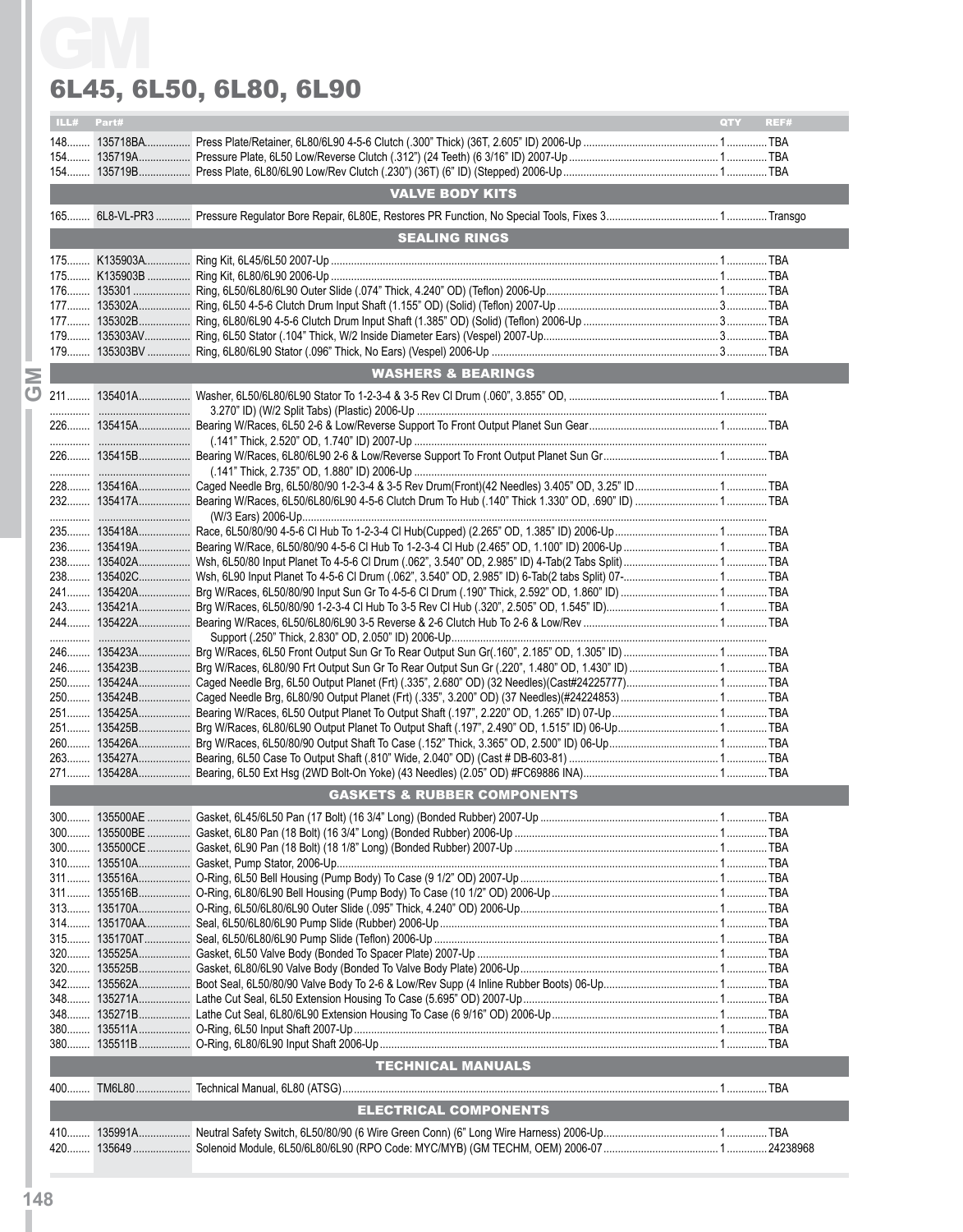# GM

## 6L45, 6L50, 6L80, 6L90

| ILL# | Part# | | QTY | REF# |
|---|---|---|---|---|
| 148 | 135718BA | Press Plate/Retainer, 6L80/6L90 4-5-6 Clutch (.300" Thick) (36T, 2.605" ID) 2006-Up | 1 | TBA |
| 154 | 135719A | Pressure Plate, 6L50 Low/Reverse Clutch (.312") (24 Teeth) (6 3/16" ID) 2007-Up | 1 | TBA |
| 154 | 135719B | Press Plate, 6L80/6L90 Low/Rev Clutch (.230") (36T) (6" ID) (Stepped) 2006-Up | 1 | TBA |
| | | **VALVE BODY KITS** | | |
| 165 | 6L8-VL-PR3 | Pressure Regulator Bore Repair, 6L80E, Restores PR Function, No Special Tools, Fixes 3 | 1 | Transgo |
| | | **SEALING RINGS** | | |
| 175 | K135903A | Ring Kit, 6L45/6L50 2007-Up | 1 | TBA |
| 175 | K135903B | Ring Kit, 6L80/6L90 2006-Up | 1 | TBA |
| 176 | 135301 | Ring, 6L50/6L80/6L90 Outer Slide (.074" Thick, 4.240" OD) (Teflon) 2006-Up | 1 | TBA |
| 177 | 135302A | Ring, 6L50 4-5-6 Clutch Drum Input Shaft (1.155" OD) (Solid) (Teflon) 2007-Up | 3 | TBA |
| 177 | 135302B | Ring, 6L80/6L90 4-5-6 Clutch Drum Input Shaft (1.385" OD) (Solid) (Teflon) 2006-Up | 3 | TBA |
| 179 | 135303AV | Ring, 6L50 Stator (.104" Thick, W/2 Inside Diameter Ears) (Vespel) 2007-Up | 3 | TBA |
| 179 | 135303BV | Ring, 6L80/6L90 Stator (.096" Thick, No Ears) (Vespel) 2006-Up | 3 | TBA |
| | | **WASHERS & BEARINGS** | | |
| 211 | 135401A | Washer, 6L50/6L80/6L90 Stator To 1-2-3-4 & 3-5 Rev Cl Drum (.060", 3.855" OD, 3.270" ID) (W/2 Split Tabs) (Plastic) 2006-Up | 1 | TBA |
| 226 | 135415A | Bearing W/Races, 6L50 2-6 & Low/Reverse Support To Front Output Planet Sun Gear (.141" Thick, 2.520" OD, 1.740" ID) 2007-Up | 1 | TBA |
| 226 | 135415B | Bearing W/Races, 6L80/6L90 2-6 & Low/Reverse Support To Front Output Planet Sun Gr (.141" Thick, 2.735" OD, 1.880" ID) 2006-Up | 1 | TBA |
| 228 | 135416A | Caged Needle Brg, 6L50/80/90 1-2-3-4 & 3-5 Rev Drum(Front)(42 Needles) 3.405" OD, 3.25" ID | 1 | TBA |
| 232 | 135417A | Bearing W/Races, 6L50/6L80/6L90 4-5-6 Clutch Drum To Hub (.140" Thick 1.330" OD, .690" ID) (W/3 Ears) 2006-Up | 1 | TBA |
| 235 | 135418A | Race, 6L50/80/90 4-5-6 Cl Hub To 1-2-3-4 Cl Hub(Cupped) (2.265" OD, 1.385" ID) 2006-Up | 1 | TBA |
| 236 | 135419A | Bearing W/Race, 6L50/80/90 4-5-6 Cl Hub To 1-2-3-4 Cl Hub (2.465" OD, 1.100" ID) 2006-Up | 1 | TBA |
| 238 | 135402A | Wsh, 6L50/80 Input Planet To 4-5-6 Cl Drum (.062", 3.540" OD, 2.985" ID) 4-Tab(2 Tabs Split) | 1 | TBA |
| 238 | 135402C | Wsh, 6L90 Input Planet To 4-5-6 Cl Drum (.062", 3.540" OD, 2.985" ID) 6-Tab(2 tabs Split) 07- | 1 | TBA |
| 241 | 135420A | Brg W/Races, 6L50/80/90 Input Sun Gr To 4-5-6 Cl Drum (.190" Thick, 2.592" OD, 1.860" ID) | 1 | TBA |
| 243 | 135421A | Brg W/Races, 6L50/80/90 1-2-3-4 Cl Hub To 3-5 Rev Cl Hub (.320", 2.505" OD, 1.545" ID) | 1 | TBA |
| 244 | 135422A | Bearing W/Races, 6L50/6L80/6L90 3-5 Reverse & 2-6 Clutch Hub To 2-6 & Low/Rev Support (.250" Thick, 2.830" OD, 2.050" ID) 2006-Up | 1 | TBA |
| 246 | 135423A | Brg W/Races, 6L50 Front Output Sun Gr To Rear Output Sun Gr(.160", 2.185" OD, 1.305" ID) | 1 | TBA |
| 246 | 135423B | Brg W/Races, 6L80/90 Frt Output Sun Gr To Rear Output Sun Gr (.220", 1.480" OD, 1.430" ID) | 1 | TBA |
| 250 | 135424A | Caged Needle Brg, 6L50 Output Planet (Frt) (.335", 2.680" OD) (32 Needles)(Cast#24225777) | 1 | TBA |
| 250 | 135424B | Caged Needle Brg, 6L80/90 Output Planet (Frt) (.335", 3.200" OD) (37 Needles)(#24224853) | 1 | TBA |
| 251 | 135425A | Bearing W/Races, 6L50 Output Planet To Output Shaft (.197", 2.220" OD, 1.265" ID) 07-Up | 1 | TBA |
| 251 | 135425B | Brg W/Races, 6L80/6L90 Output Planet To Output Shaft (.197", 2.490" OD, 1.515" ID) 06-Up | 1 | TBA |
| 260 | 135426A | Brg W/Races, 6L50/80/90 Output Shaft To Case (.152" Thick, 3.365" OD, 2.500" ID) 06-Up | 1 | TBA |
| 263 | 135427A | Bearing, 6L50 Case To Output Shaft (.810" Wide, 2.040" OD) (Cast # DB-603-81) | 1 | TBA |
| 271 | 135428A | Bearing, 6L50 Ext Hsg (2WD Bolt-On Yoke) (43 Needles) (2.05" OD) #FC69886 INA) | 1 | TBA |
| | | **GASKETS & RUBBER COMPONENTS** | | |
| 300 | 135500AE | Gasket, 6L45/6L50 Pan (17 Bolt) (16 3/4" Long) (Bonded Rubber) 2007-Up | 1 | TBA |
| 300 | 135500BE | Gasket, 6L80 Pan (18 Bolt) (16 3/4" Long) (Bonded Rubber) 2006-Up | 1 | TBA |
| 300 | 135500CE | Gasket, 6L90 Pan (18 Bolt) (18 1/8" Long) (Bonded Rubber) 2007-Up | 1 | TBA |
| 310 | 135510A | Gasket, Pump Stator, 2006-Up | 1 | TBA |
| 311 | 135516A | O-Ring, 6L50 Bell Housing (Pump Body) To Case (9 1/2" OD) 2007-Up | 1 | TBA |
| 311 | 135516B | O-Ring, 6L80/6L90 Bell Housing (Pump Body) To Case (10 1/2" OD) 2006-Up | 1 | TBA |
| 313 | 135170A | O-Ring, 6L50/6L80/6L90 Outer Slide (.095" Thick, 4.240" OD) 2006-Up | 1 | TBA |
| 314 | 135170AA | Seal, 6L50/6L80/6L90 Pump Slide (Rubber) 2006-Up | 1 | TBA |
| 315 | 135170AT | Seal, 6L50/6L80/6L90 Pump Slide (Teflon) 2006-Up | 1 | TBA |
| 320 | 135525A | Gasket, 6L50 Valve Body (Bonded To Spacer Plate) 2007-Up | 1 | TBA |
| 320 | 135525B | Gasket, 6L80/6L90 Valve Body (Bonded To Valve Body Plate) 2006-Up | 1 | TBA |
| 342 | 135562A | Boot Seal, 6L50/80/90 Valve Body To 2-6 & Low/Rev Supp (4 Inline Rubber Boots) 06-Up | 1 | TBA |
| 348 | 135271A | Lathe Cut Seal, 6L50 Extension Housing To Case (5.695" OD) 2007-Up | 1 | TBA |
| 348 | 135271B | Lathe Cut Seal, 6L80/6L90 Extension Housing To Case (6 9/16" OD) 2006-Up | 1 | TBA |
| 380 | 135511A | O-Ring, 6L50 Input Shaft 2007-Up | 1 | TBA |
| 380 | 135511B | O-Ring, 6L80/6L90 Input Shaft 2006-Up | 1 | TBA |
| | | **TECHNICAL MANUALS** | | |
| 400 | TM6L80 | Technical Manual, 6L80 (ATSG) | 1 | TBA |
| | | **ELECTRICAL COMPONENTS** | | |
| 410 | 135991A | Neutral Safety Switch, 6L50/80/90 (6 Wire Green Conn) (6" Long Wire Harness) 2006-Up | 1 | TBA |
| 420 | 135649 | Solenoid Module, 6L50/6L80/6L90 (RPO Code: MYC/MYB) (GM TECHM, OEM) 2006-07 | 1 | 24238968 |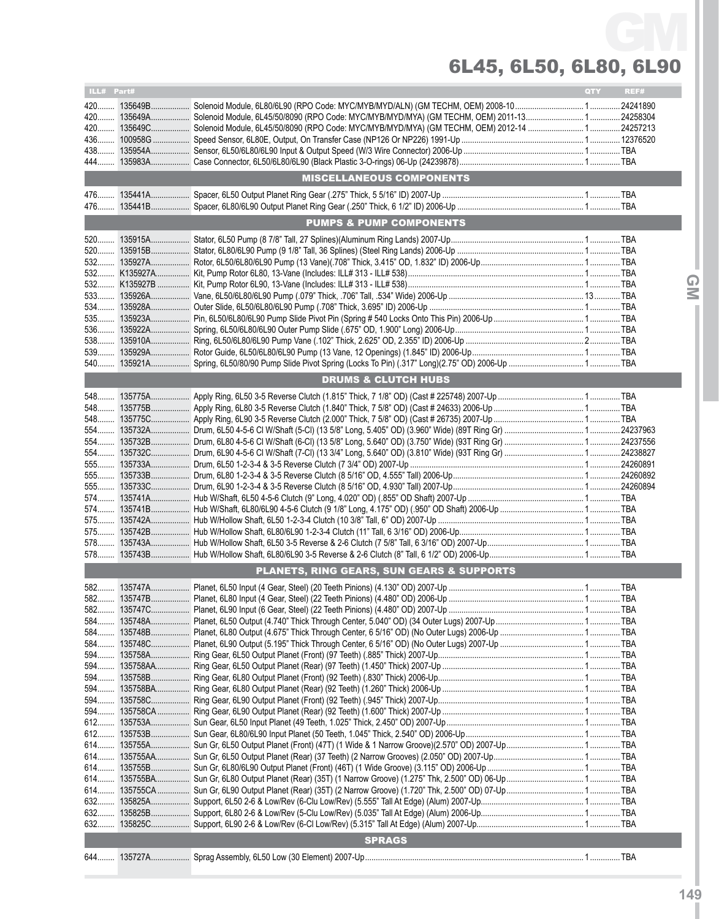# GM

## 6L45, 6L50, 6L80, 6L90

| ILL# | Part# | | QTY | REF# |
|---|---|---|---|---|
| 420 | 135649B | Solenoid Module, 6L80/6L90 (RPO Code: MYC/MYB/MYD/ALN) (GM TECHM, OEM) 2008-10 | 1 | 24241890 |
| 420 | 135649A | Solenoid Module, 6L45/50/8090 (RPO Code: MYC/MYB/MYD/MYA) (GM TECHM, OEM) 2011-13 | 1 | 24258304 |
| 420 | 135649C | Solenoid Module, 6L45/50/8090 (RPO Code: MYC/MYB/MYD/MYA) (GM TECHM, OEM) 2012-14 | 1 | 24257213 |
| 436 | 100958G | Speed Sensor, 6L80E, Output, On Transfer Case (NP126 Or NP226) 1991-Up | 1 | 12376520 |
| 438 | 135954A | Sensor, 6L50/6L80/6L90 Input & Output Speed (W/3 Wire Connector) 2006-Up | 1 | TBA |
| 444 | 135983A | Case Connector, 6L50/6L80/6L90 (Black Plastic 3-O-rings) 06-Up (24239878) | 1 | TBA |
| | | **MISCELLANEOUS COMPONENTS** | | |
| 476 | 135441A | Spacer, 6L50 Output Planet Ring Gear (.275" Thick, 5 5/16" ID) 2007-Up | 1 | TBA |
| 476 | 135441B | Spacer, 6L80/6L90 Output Planet Ring Gear (.250" Thick, 6 1/2" ID) 2006-Up | 1 | TBA |
| | | **PUMPS & PUMP COMPONENTS** | | |
| 520 | 135915A | Stator, 6L50 Pump (8 7/8" Tall, 27 Splines)(Aluminum Ring Lands) 2007-Up | 1 | TBA |
| 520 | 135915B | Stator, 6L80/6L90 Pump (9 1/8" Tall, 36 Splines) (Steel Ring Lands) 2006-Up | 1 | TBA |
| 532 | 135927A | Rotor, 6L50/6L80/6L90 Pump (13 Vane)(.708" Thick, 3.415" OD, 1.832" ID) 2006-Up | 1 | TBA |
| 532 | K135927A | Kit, Pump Rotor 6L80, 13-Vane (Includes: ILL# 313 - ILL# 538) | 1 | TBA |
| 532 | K135927B | Kit, Pump Rotor 6L90, 13-Vane (Includes: ILL# 313 - ILL# 538) | 1 | TBA |
| 533 | 135926A | Vane, 6L50/6L80/6L90 Pump (.079" Thick, .706" Tall, .534" Wide) 2006-Up | 13 | TBA |
| 534 | 135928A | Outer Slide, 6L50/6L80/6L90 Pump (.708" Thick, 3.695" ID) 2006-Up | 1 | TBA |
| 535 | 135923A | Pin, 6L50/6L80/6L90 Pump Slide Pivot Pin (Spring # 540 Locks Onto This Pin) 2006-Up | 1 | TBA |
| 536 | 135922A | Spring, 6L50/6L80/6L90 Outer Pump Slide (.675" OD, 1.900" Long) 2006-Up | 1 | TBA |
| 538 | 135910A | Ring, 6L50/6L80/6L90 Pump Vane (.102" Thick, 2.625" OD, 2.355" ID) 2006-Up | 2 | TBA |
| 539 | 135929A | Rotor Guide, 6L50/6L80/6L90 Pump (13 Vane, 12 Openings) (1.845" ID) 2006-Up | 1 | TBA |
| 540 | 135921A | Spring, 6L50/80/90 Pump Slide Pivot Spring (Locks To Pin) (.317" Long)(2.75" OD) 2006-Up | 1 | TBA |
| | | **DRUMS & CLUTCH HUBS** | | |
| 548 | 135775A | Apply Ring, 6L50 3-5 Reverse Clutch (1.815" Thick, 7 1/8" OD) (Cast # 225748) 2007-Up | 1 | TBA |
| 548 | 135775B | Apply Ring, 6L80 3-5 Reverse Clutch (1.840" Thick, 7 5/8" OD) (Cast # 24633) 2006-Up | 1 | TBA |
| 548 | 135775C | Apply Ring, 6L90 3-5 Reverse Clutch (2.000" Thick, 7 5/8" OD) (Cast # 26735) 2007-Up | 1 | TBA |
| 554 | 135732A | Drum, 6L50 4-5-6 Cl W/Shaft (5-Cl) (13 5/8" Long, 5.405" OD) (3.960" Wide) (89T Ring Gr) | 1 | 24237963 |
| 554 | 135732B | Drum, 6L80 4-5-6 Cl W/Shaft (6-Cl) (13 5/8" Long, 5.640" OD) (3.750" Wide) (93T Ring Gr) | 1 | 24237556 |
| 554 | 135732C | Drum, 6L90 4-5-6 Cl W/Shaft (7-Cl) (13 3/4" Long, 5.640" OD) (3.810" Wide) (93T Ring Gr) | 1 | 24238827 |
| 555 | 135733A | Drum, 6L50 1-2-3-4 & 3-5 Reverse Clutch (7 3/4" OD) 2007-Up | 1 | 24260891 |
| 555 | 135733B | Drum, 6L80 1-2-3-4 & 3-5 Reverse Clutch (8 5/16" OD, 4.555" Tall) 2006-Up | 1 | 24260892 |
| 555 | 135733C | Drum, 6L90 1-2-3-4 & 3-5 Reverse Clutch (8 5/16" OD, 4.930" Tall) 2007-Up | 1 | 24260894 |
| 574 | 135741A | Hub W/Shaft, 6L50 4-5-6 Clutch (9" Long, 4.020" OD) (.855" OD Shaft) 2007-Up | 1 | TBA |
| 574 | 135741B | Hub W/Shaft, 6L80/6L90 4-5-6 Clutch (9 1/8" Long, 4.175" OD) (.950" OD Shaft) 2006-Up | 1 | TBA |
| 575 | 135742A | Hub W/Hollow Shaft, 6L50 1-2-3-4 Clutch (10 3/8" Tall, 6" OD) 2007-Up | 1 | TBA |
| 575 | 135742B | Hub W/Hollow Shaft, 6L80/6L90 1-2-3-4 Clutch (11" Tall, 6 3/16" OD) 2006-Up | 1 | TBA |
| 578 | 135743A | Hub W/Hollow Shaft, 6L50 3-5 Reverse & 2-6 Clutch (7 5/8" Tall, 6 3/16" OD) 2007-Up | 1 | TBA |
| 578 | 135743B | Hub W/Hollow Shaft, 6L80/6L90 3-5 Reverse & 2-6 Clutch (8" Tall, 6 1/2" OD) 2006-Up | 1 | TBA |
| | | **PLANETS, RING GEARS, SUN GEARS & SUPPORTS** | | |
| 582 | 135747A | Planet, 6L50 Input (4 Gear, Steel) (20 Teeth Pinions) (4.130" OD) 2007-Up | 1 | TBA |
| 582 | 135747B | Planet, 6L80 Input (4 Gear, Steel) (22 Teeth Pinions) (4.480" OD) 2006-Up | 1 | TBA |
| 582 | 135747C | Planet, 6L90 Input (6 Gear, Steel) (22 Teeth Pinions) (4.480" OD) 2007-Up | 1 | TBA |
| 584 | 135748A | Planet, 6L50 Output (4.740" Thick Through Center, 5.040" OD) (34 Outer Lugs) 2007-Up | 1 | TBA |
| 584 | 135748B | Planet, 6L80 Output (4.675" Thick Through Center, 6 5/16" OD) (No Outer Lugs) 2006-Up | 1 | TBA |
| 584 | 135748C | Planet, 6L90 Output (5.195" Thick Through Center, 6 5/16" OD) (No Outer Lugs) 2007-Up | 1 | TBA |
| 594 | 135758A | Ring Gear, 6L50 Output Planet (Front) (97 Teeth) (.885" Thick) 2007-Up | 1 | TBA |
| 594 | 135758AA | Ring Gear, 6L50 Output Planet (Rear) (97 Teeth) (1.450" Thick) 2007-Up | 1 | TBA |
| 594 | 135758B | Ring Gear, 6L80 Output Planet (Front) (92 Teeth) (.830" Thick) 2006-Up | 1 | TBA |
| 594 | 135758BA | Ring Gear, 6L80 Output Planet (Rear) (92 Teeth) (1.260" Thick) 2006-Up | 1 | TBA |
| 594 | 135758C | Ring Gear, 6L90 Output Planet (Front) (92 Teeth) (.945" Thick) 2007-Up | 1 | TBA |
| 594 | 135758CA | Ring Gear, 6L90 Output Planet (Rear) (92 Teeth) (1.600" Thick) 2007-Up | 1 | TBA |
| 612 | 135753A | Sun Gear, 6L50 Input Planet (49 Teeth, 1.025" Thick, 2.450" OD) 2007-Up | 1 | TBA |
| 612 | 135753B | Sun Gear, 6L80/6L90 Input Planet (50 Teeth, 1.045" Thick, 2.540" OD) 2006-Up | 1 | TBA |
| 614 | 135755A | Sun Gr, 6L50 Output Planet (Front) (47T) (1 Wide & 1 Narrow Groove)(2.570" OD) 2007-Up | 1 | TBA |
| 614 | 135755AA | Sun Gr, 6L50 Output Planet (Rear) (37 Teeth) (2 Narrow Grooves) (2.050" OD) 2007-Up | 1 | TBA |
| 614 | 135755B | Sun Gr, 6L80/6L90 Output Planet (Front) (46T) (1 Wide Groove) (3.115" OD) 2006-Up | 1 | TBA |
| 614 | 135755BA | Sun Gr, 6L80 Output Planet (Rear) (35T) (1 Narrow Groove) (1.275" Thk, 2.500" OD) 06-Up | 1 | TBA |
| 614 | 135755CA | Sun Gr, 6L90 Output Planet (Rear) (35T) (2 Narrow Groove) (1.720" Thk, 2.500" OD) 07-Up | 1 | TBA |
| 632 | 135825A | Support, 6L50 2-6 & Low/Rev (6-Clu Low/Rev) (5.555" Tall At Edge) (Alum) 2007-Up | 1 | TBA |
| 632 | 135825B | Support, 6L80 2-6 & Low/Rev (5-Clu Low/Rev) (5.035" Tall At Edge) (Alum) 2006-Up | 1 | TBA |
| 632 | 135825C | Support, 6L90 2-6 & Low/Rev (6-Cl Low/Rev) (5.315" Tall At Edge) (Alum) 2007-Up | 1 | TBA |
| | | **SPRAGS** | | |
| 644 | 135727A | Sprag Assembly, 6L50 Low (30 Element) 2007-Up | 1 | TBA |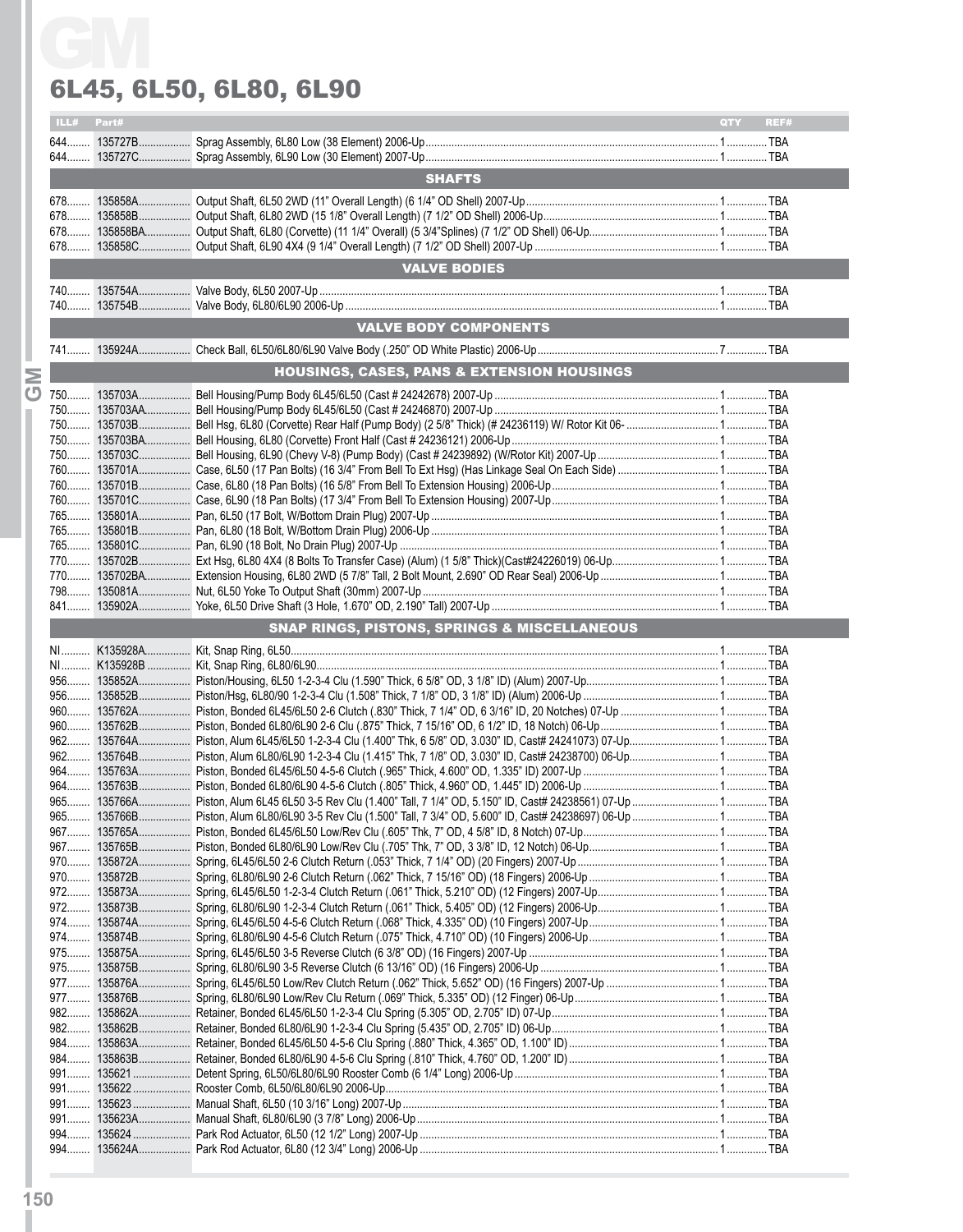# GM

## 6L45, 6L50, 6L80, 6L90

| ILL# | Part# | Description | QTY | REF# |
|---|---|---|---|---|
| 644 | 135727B | Sprag Assembly, 6L80 Low (38 Element) 2006-Up | 1 | TBA |
| 644 | 135727C | Sprag Assembly, 6L90 Low (30 Element) 2007-Up | 1 | TBA |
| | | **SHAFTS** | | |
| 678 | 135858A | Output Shaft, 6L50 2WD (11" Overall Length) (6 1/4" OD Shell) 2007-Up | 1 | TBA |
| 678 | 135858B | Output Shaft, 6L80 2WD (15 1/8" Overall Length) (7 1/2" OD Shell) 2006-Up | 1 | TBA |
| 678 | 135858BA | Output Shaft, 6L80 (Corvette) (11 1/4" Overall) (5 3/4"Splines) (7 1/2" OD Shell) 06-Up | 1 | TBA |
| 678 | 135858C | Output Shaft, 6L90 4X4 (9 1/4" Overall Length) (7 1/2" OD Shell) 2007-Up | 1 | TBA |
| | | **VALVE BODIES** | | |
| 740 | 135754A | Valve Body, 6L50 2007-Up | 1 | TBA |
| 740 | 135754B | Valve Body, 6L80/6L90 2006-Up | 1 | TBA |
| | | **VALVE BODY COMPONENTS** | | |
| 741 | 135924A | Check Ball, 6L50/6L80/6L90 Valve Body (.250" OD White Plastic) 2006-Up | 7 | TBA |
| | | **HOUSINGS, CASES, PANS & EXTENSION HOUSINGS** | | |
| 750 | 135703A | Bell Housing/Pump Body 6L45/6L50 (Cast # 24242678) 2007-Up | 1 | TBA |
| 750 | 135703AA | Bell Housing/Pump Body 6L45/6L50 (Cast # 24246870) 2007-Up | 1 | TBA |
| 750 | 135703B | Bell Hsg, 6L80 (Corvette) Rear Half (Pump Body) (2 5/8" Thick) (# 24236119) W/ Rotor Kit 06- | 1 | TBA |
| 750 | 135703BA | Bell Housing, 6L80 (Corvette) Front Half (Cast # 24236121) 2006-Up | 1 | TBA |
| 750 | 135703C | Bell Housing, 6L90 (Chevy V-8) (Pump Body) (Cast # 24239892) (W/Rotor Kit) 2007-Up | 1 | TBA |
| 760 | 135701A | Case, 6L50 (17 Pan Bolts) (16 3/4" From Bell To Ext Hsg) (Has Linkage Seal On Each Side) | 1 | TBA |
| 760 | 135701B | Case, 6L80 (18 Pan Bolts) (16 5/8" From Bell To Extension Housing) 2006-Up | 1 | TBA |
| 760 | 135701C | Case, 6L90 (18 Pan Bolts) (17 3/4" From Bell To Extension Housing) 2007-Up | 1 | TBA |
| 765 | 135801A | Pan, 6L50 (17 Bolt, W/Bottom Drain Plug) 2007-Up | 1 | TBA |
| 765 | 135801B | Pan, 6L80 (18 Bolt, W/Bottom Drain Plug) 2006-Up | 1 | TBA |
| 765 | 135801C | Pan, 6L90 (18 Bolt, No Drain Plug) 2007-Up | 1 | TBA |
| 770 | 135702B | Ext Hsg, 6L80 4X4 (8 Bolts To Transfer Case) (Alum) (1 5/8" Thick)(Cast#24226019) 06-Up | 1 | TBA |
| 770 | 135702BA | Extension Housing, 6L80 2WD (5 7/8" Tall, 2 Bolt Mount, 2.690" OD Rear Seal) 2006-Up | 1 | TBA |
| 798 | 135081A | Nut, 6L50 Yoke To Output Shaft (30mm) 2007-Up | 1 | TBA |
| 841 | 135902A | Yoke, 6L50 Drive Shaft (3 Hole, 1.670" OD, 2.190" Tall) 2007-Up | 1 | TBA |
| | | **SNAP RINGS, PISTONS, SPRINGS & MISCELLANEOUS** | | |
| NI | K135928A | Kit, Snap Ring, 6L50 | 1 | TBA |
| NI | K135928B | Kit, Snap Ring, 6L80/6L90 | 1 | TBA |
| 956 | 135852A | Piston/Housing, 6L50 1-2-3-4 Clu (1.590" Thick, 6 5/8" OD, 3 1/8" ID) (Alum) 2007-Up | 1 | TBA |
| 956 | 135852B | Piston/Hsg, 6L80/90 1-2-3-4 Clu (1.508" Thick, 7 1/8" OD, 3 1/8" ID) (Alum) 2006-Up | 1 | TBA |
| 960 | 135762A | Piston, Bonded 6L45/6L50 2-6 Clutch (.830" Thick, 7 1/4" OD, 6 3/16" ID, 20 Notches) 07-Up | 1 | TBA |
| 960 | 135762B | Piston, Bonded 6L80/6L90 2-6 Clu (.875" Thick, 7 15/16" OD, 6 1/2" ID, 18 Notch) 06-Up | 1 | TBA |
| 962 | 135764A | Piston, Alum 6L45/6L50 1-2-3-4 Clu (1.400" Thk, 6 5/8" OD, 3.030" ID, Cast# 24241073) 07-Up | 1 | TBA |
| 962 | 135764B | Piston, Alum 6L80/6L90 1-2-3-4 Clu (1.415" Thk, 7 1/8" OD, 3.030" ID, Cast# 24238700) 06-Up | 1 | TBA |
| 964 | 135763A | Piston, Bonded 6L45/6L50 4-5-6 Clutch (.965" Thick, 4.600" OD, 1.335" ID) 2007-Up | 1 | TBA |
| 964 | 135763B | Piston, Bonded 6L80/6L90 4-5-6 Clutch (.805" Thick, 4.960" OD, 1.445" ID) 2006-Up | 1 | TBA |
| 965 | 135766A | Piston, Alum 6L45 6L50 3-5 Rev Clu (1.400" Tall, 7 1/4" OD, 5.150" ID, Cast# 24238561) 07-Up | 1 | TBA |
| 965 | 135766B | Piston, Alum 6L80/6L90 3-5 Rev Clu (1.500" Tall, 7 3/4" OD, 5.600" ID, Cast# 24238697) 06-Up | 1 | TBA |
| 967 | 135765A | Piston, Bonded 6L45/6L50 Low/Rev Clu (.605" Thk, 7" OD, 4 5/8" ID, 8 Notch) 07-Up | 1 | TBA |
| 967 | 135765B | Piston, Bonded 6L80/6L90 Low/Rev Clu (.705" Thk, 7" OD, 3 3/8" ID, 12 Notch) 06-Up | 1 | TBA |
| 970 | 135872A | Spring, 6L45/6L50 2-6 Clutch Return (.053" Thick, 7 1/4" OD) (20 Fingers) 2007-Up | 1 | TBA |
| 970 | 135872B | Spring, 6L80/6L90 2-6 Clutch Return (.062" Thick, 7 15/16" OD) (18 Fingers) 2006-Up | 1 | TBA |
| 972 | 135873A | Spring, 6L45/6L50 1-2-3-4 Clutch Return (.061" Thick, 5.210" OD) (12 Fingers) 2007-Up | 1 | TBA |
| 972 | 135873B | Spring, 6L80/6L90 1-2-3-4 Clutch Return (.061" Thick, 5.405" OD) (12 Fingers) 2006-Up | 1 | TBA |
| 974 | 135874A | Spring, 6L45/6L50 4-5-6 Clutch Return (.068" Thick, 4.335" OD) (10 Fingers) 2007-Up | 1 | TBA |
| 974 | 135874B | Spring, 6L80/6L90 4-5-6 Clutch Return (.075" Thick, 4.710" OD) (10 Fingers) 2006-Up | 1 | TBA |
| 975 | 135875A | Spring, 6L45/6L50 3-5 Reverse Clutch (6 3/8" OD) (16 Fingers) 2007-Up | 1 | TBA |
| 975 | 135875B | Spring, 6L80/6L90 3-5 Reverse Clutch (6 13/16" OD) (16 Fingers) 2006-Up | 1 | TBA |
| 977 | 135876A | Spring, 6L45/6L50 Low/Rev Clutch Return (.062" Thick, 5.652" OD) (16 Fingers) 2007-Up | 1 | TBA |
| 977 | 135876B | Spring, 6L80/6L90 Low/Rev Clu Return (.069" Thick, 5.335" OD) (12 Finger) 06-Up | 1 | TBA |
| 982 | 135862A | Retainer, Bonded 6L45/6L50 1-2-3-4 Clu Spring (5.305" OD, 2.705" ID) 07-Up | 1 | TBA |
| 982 | 135862B | Retainer, Bonded 6L80/6L90 1-2-3-4 Clu Spring (5.435" OD, 2.705" ID) 06-Up | 1 | TBA |
| 984 | 135863A | Retainer, Bonded 6L45/6L50 4-5-6 Clu Spring (.880" Thick, 4.365" OD, 1.100" ID) | 1 | TBA |
| 984 | 135863B | Retainer, Bonded 6L80/6L90 4-5-6 Clu Spring (.810" Thick, 4.760" OD, 1.200" ID) | 1 | TBA |
| 991 | 135621 | Detent Spring, 6L50/6L80/6L90 Rooster Comb (6 1/4" Long) 2006-Up | 1 | TBA |
| 991 | 135622 | Rooster Comb, 6L50/6L80/6L90 2006-Up | 1 | TBA |
| 991 | 135623 | Manual Shaft, 6L50 (10 3/16" Long) 2007-Up | 1 | TBA |
| 991 | 135623A | Manual Shaft, 6L80/6L90 (3 7/8" Long) 2006-Up | 1 | TBA |
| 994 | 135624 | Park Rod Actuator, 6L50 (12 1/2" Long) 2007-Up | 1 | TBA |
| 994 | 135624A | Park Rod Actuator, 6L80 (12 3/4" Long) 2006-Up | 1 | TBA |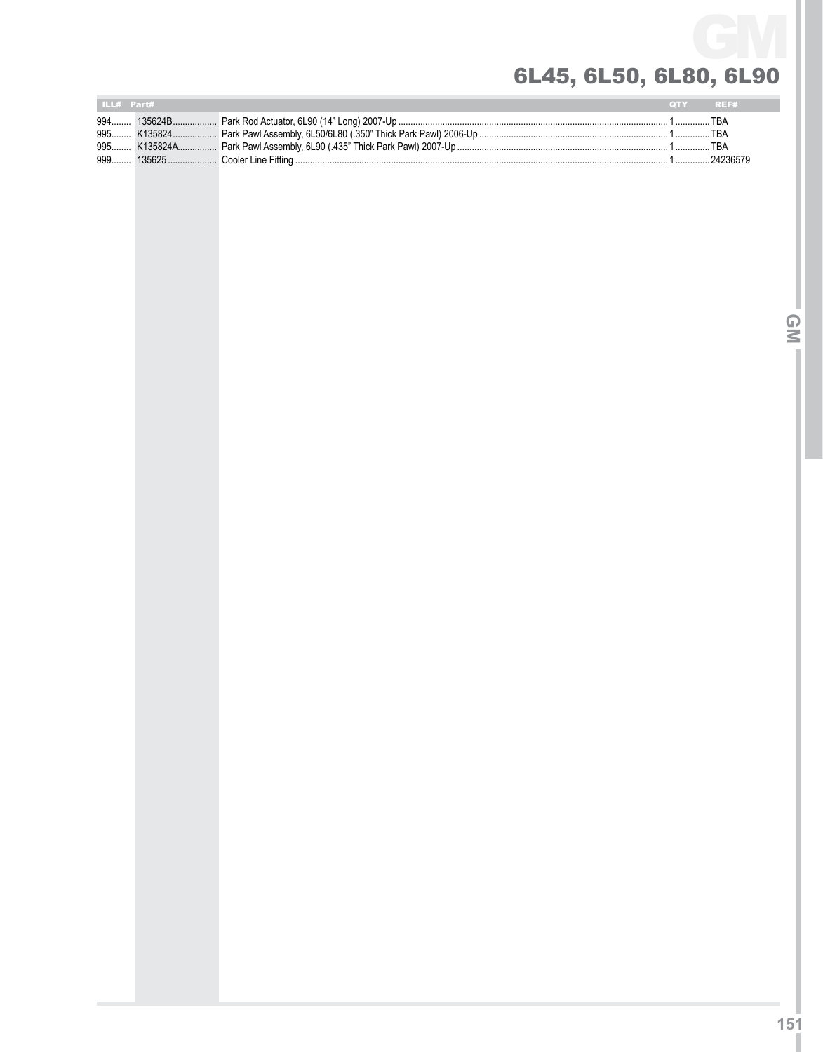# 6L45, 6L50, 6L80, 6L90

| ILL# | Part# | | QTY | REF# |
|---|---|---|---|---|
| 994 | 135624B | Park Rod Actuator, 6L90 (14" Long) 2007-Up | 1 | TBA |
| 995 | K135824 | Park Pawl Assembly, 6L50/6L80 (.350" Thick Park Pawl) 2006-Up | 1 | TBA |
| 995 | K135824A | Park Pawl Assembly, 6L90 (.435" Thick Park Pawl) 2007-Up | 1 | TBA |
| 999 | 135625 | Cooler Line Fitting | 1 | 24236579 |